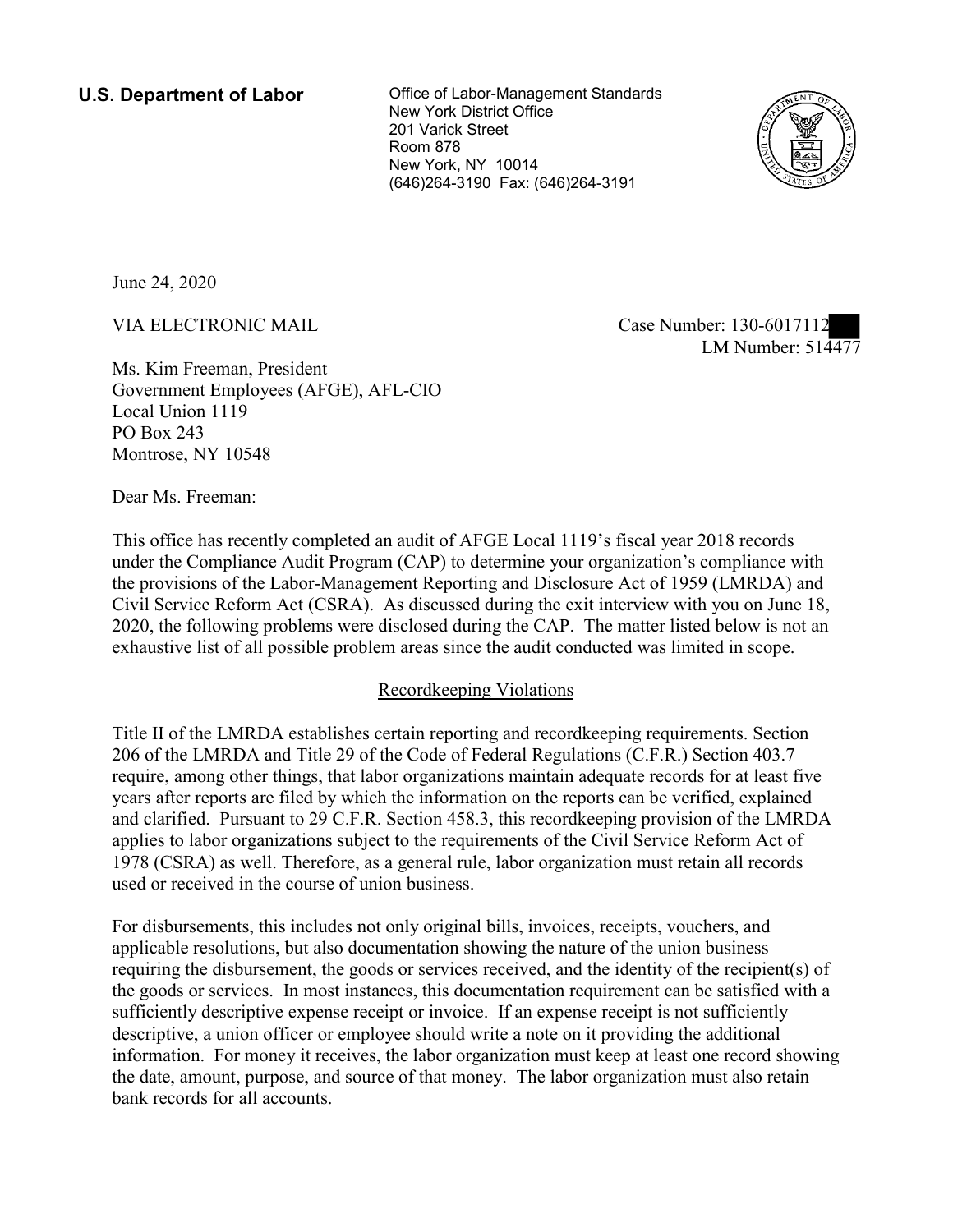**U.S. Department of Labor**

Office of Labor-Management Standards
New York District Office
201 Varick Street
Room 878
New York, NY 10014
(646)264-3190 Fax: (646)264-3191

June 24, 2020

VIA ELECTRONIC MAIL

Case Number: 130-6017112
LM Number: 514477

Ms. Kim Freeman, President
Government Employees (AFGE), AFL-CIO
Local Union 1119
PO Box 243
Montrose, NY 10548

Dear Ms. Freeman:

This office has recently completed an audit of AFGE Local 1119's fiscal year 2018 records under the Compliance Audit Program (CAP) to determine your organization's compliance with the provisions of the Labor-Management Reporting and Disclosure Act of 1959 (LMRDA) and Civil Service Reform Act (CSRA). As discussed during the exit interview with you on June 18, 2020, the following problems were disclosed during the CAP. The matter listed below is not an exhaustive list of all possible problem areas since the audit conducted was limited in scope.

## Recordkeeping Violations

Title II of the LMRDA establishes certain reporting and recordkeeping requirements. Section 206 of the LMRDA and Title 29 of the Code of Federal Regulations (C.F.R.) Section 403.7 require, among other things, that labor organizations maintain adequate records for at least five years after reports are filed by which the information on the reports can be verified, explained and clarified. Pursuant to 29 C.F.R. Section 458.3, this recordkeeping provision of the LMRDA applies to labor organizations subject to the requirements of the Civil Service Reform Act of 1978 (CSRA) as well. Therefore, as a general rule, labor organization must retain all records used or received in the course of union business.

For disbursements, this includes not only original bills, invoices, receipts, vouchers, and applicable resolutions, but also documentation showing the nature of the union business requiring the disbursement, the goods or services received, and the identity of the recipient(s) of the goods or services. In most instances, this documentation requirement can be satisfied with a sufficiently descriptive expense receipt or invoice. If an expense receipt is not sufficiently descriptive, a union officer or employee should write a note on it providing the additional information. For money it receives, the labor organization must keep at least one record showing the date, amount, purpose, and source of that money. The labor organization must also retain bank records for all accounts.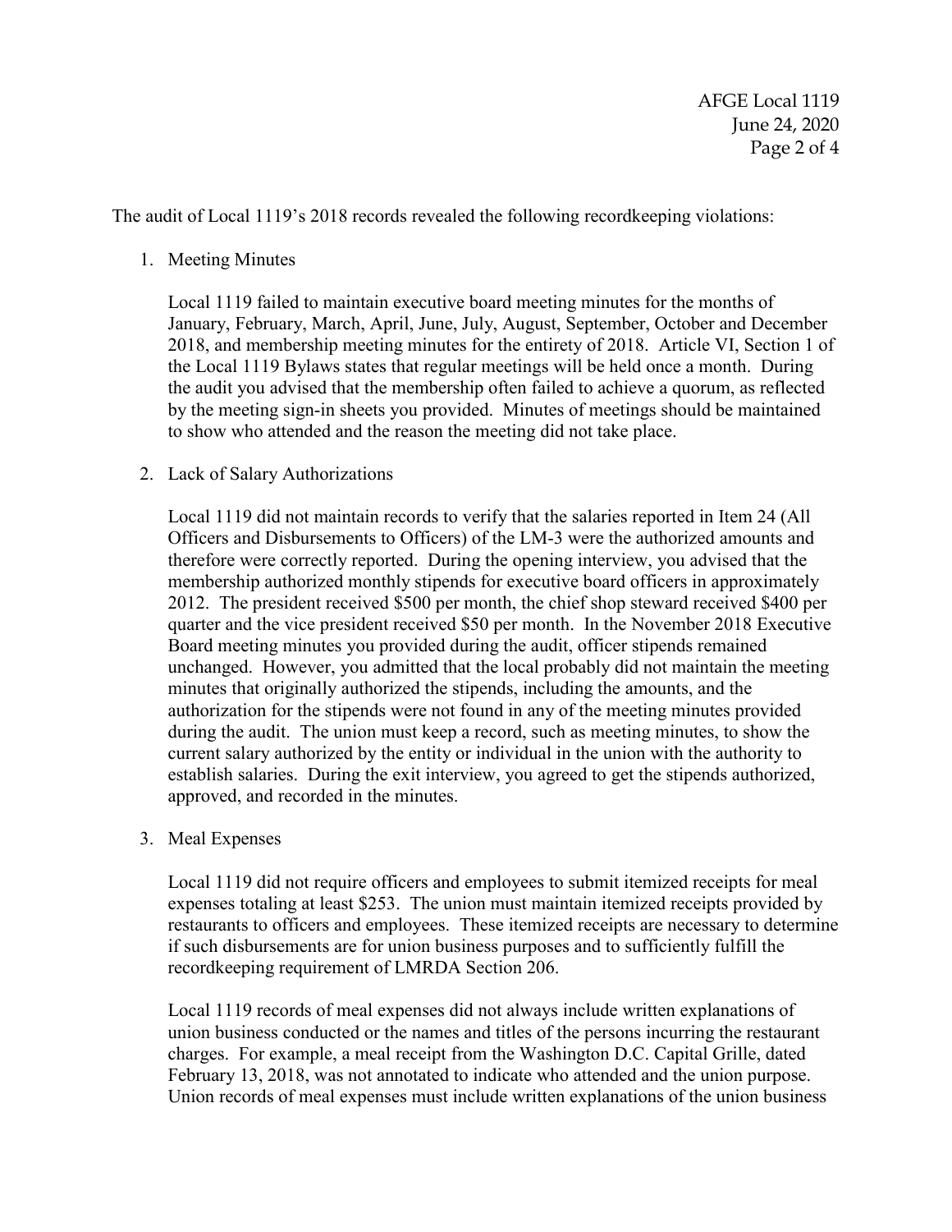The audit of Local 1119's 2018 records revealed the following recordkeeping violations:

1. Meeting Minutes

   Local 1119 failed to maintain executive board meeting minutes for the months of January, February, March, April, June, July, August, September, October and December 2018, and membership meeting minutes for the entirety of 2018. Article VI, Section 1 of the Local 1119 Bylaws states that regular meetings will be held once a month. During the audit you advised that the membership often failed to achieve a quorum, as reflected by the meeting sign-in sheets you provided. Minutes of meetings should be maintained to show who attended and the reason the meeting did not take place.

2. Lack of Salary Authorizations

   Local 1119 did not maintain records to verify that the salaries reported in Item 24 (All Officers and Disbursements to Officers) of the LM-3 were the authorized amounts and therefore were correctly reported. During the opening interview, you advised that the membership authorized monthly stipends for executive board officers in approximately 2012. The president received $500 per month, the chief shop steward received $400 per quarter and the vice president received $50 per month. In the November 2018 Executive Board meeting minutes you provided during the audit, officer stipends remained unchanged. However, you admitted that the local probably did not maintain the meeting minutes that originally authorized the stipends, including the amounts, and the authorization for the stipends were not found in any of the meeting minutes provided during the audit. The union must keep a record, such as meeting minutes, to show the current salary authorized by the entity or individual in the union with the authority to establish salaries. During the exit interview, you agreed to get the stipends authorized, approved, and recorded in the minutes.

3. Meal Expenses

   Local 1119 did not require officers and employees to submit itemized receipts for meal expenses totaling at least $253. The union must maintain itemized receipts provided by restaurants to officers and employees. These itemized receipts are necessary to determine if such disbursements are for union business purposes and to sufficiently fulfill the recordkeeping requirement of LMRDA Section 206.

   Local 1119 records of meal expenses did not always include written explanations of union business conducted or the names and titles of the persons incurring the restaurant charges. For example, a meal receipt from the Washington D.C. Capital Grille, dated February 13, 2018, was not annotated to indicate who attended and the union purpose. Union records of meal expenses must include written explanations of the union business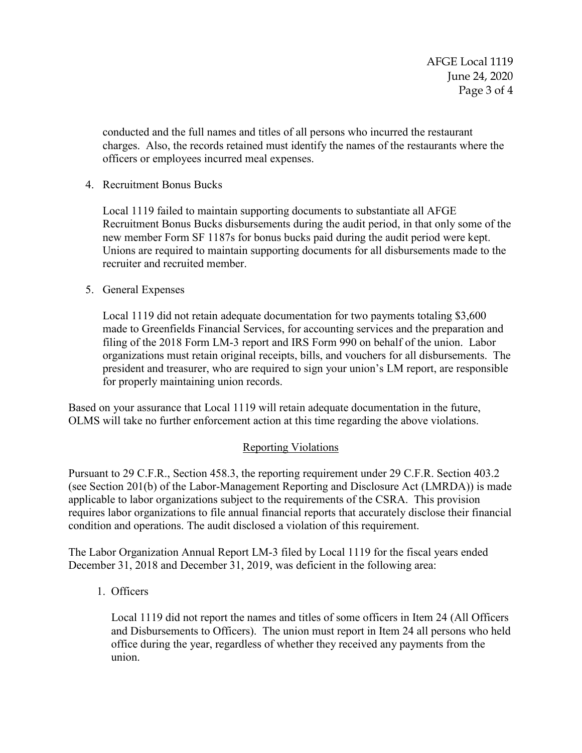conducted and the full names and titles of all persons who incurred the restaurant charges. Also, the records retained must identify the names of the restaurants where the officers or employees incurred meal expenses.

4. Recruitment Bonus Bucks

   Local 1119 failed to maintain supporting documents to substantiate all AFGE Recruitment Bonus Bucks disbursements during the audit period, in that only some of the new member Form SF 1187s for bonus bucks paid during the audit period were kept. Unions are required to maintain supporting documents for all disbursements made to the recruiter and recruited member.

5. General Expenses

   Local 1119 did not retain adequate documentation for two payments totaling $3,600 made to Greenfields Financial Services, for accounting services and the preparation and filing of the 2018 Form LM-3 report and IRS Form 990 on behalf of the union. Labor organizations must retain original receipts, bills, and vouchers for all disbursements. The president and treasurer, who are required to sign your union's LM report, are responsible for properly maintaining union records.

Based on your assurance that Local 1119 will retain adequate documentation in the future, OLMS will take no further enforcement action at this time regarding the above violations.

## Reporting Violations

Pursuant to 29 C.F.R., Section 458.3, the reporting requirement under 29 C.F.R. Section 403.2 (see Section 201(b) of the Labor-Management Reporting and Disclosure Act (LMRDA)) is made applicable to labor organizations subject to the requirements of the CSRA. This provision requires labor organizations to file annual financial reports that accurately disclose their financial condition and operations. The audit disclosed a violation of this requirement.

The Labor Organization Annual Report LM-3 filed by Local 1119 for the fiscal years ended December 31, 2018 and December 31, 2019, was deficient in the following area:

1. Officers

   Local 1119 did not report the names and titles of some officers in Item 24 (All Officers and Disbursements to Officers). The union must report in Item 24 all persons who held office during the year, regardless of whether they received any payments from the union.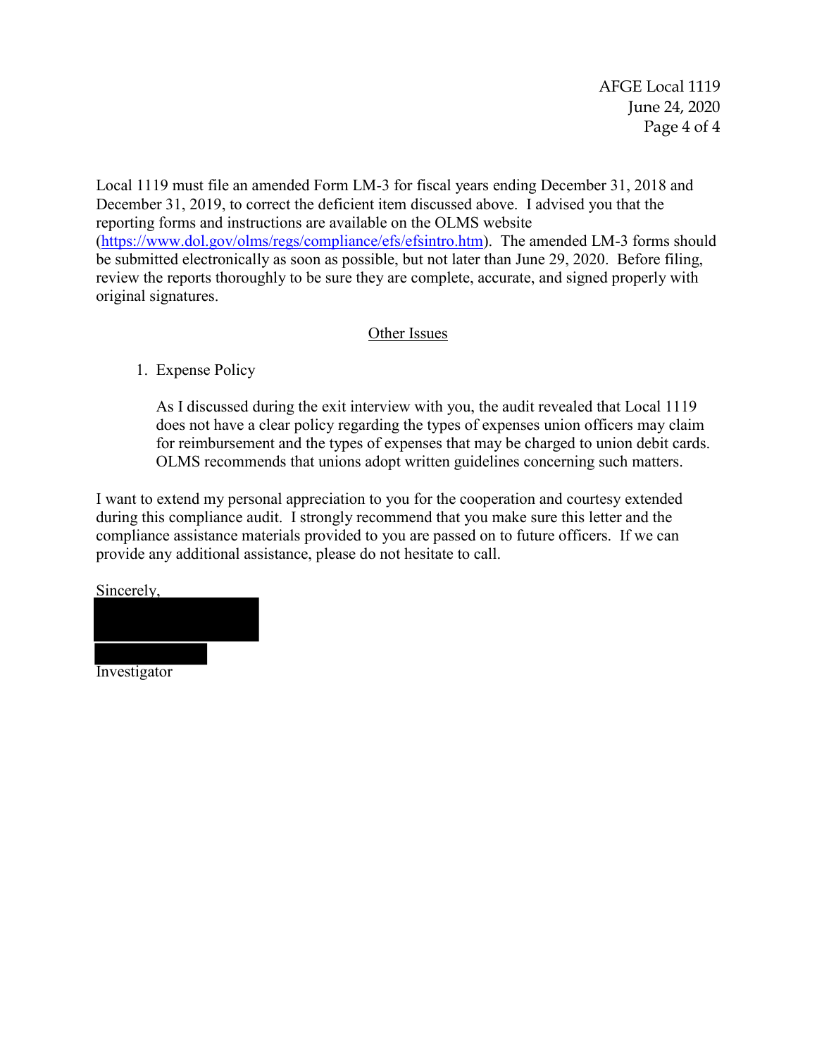Local 1119 must file an amended Form LM-3 for fiscal years ending December 31, 2018 and December 31, 2019, to correct the deficient item discussed above. I advised you that the reporting forms and instructions are available on the OLMS website (https://www.dol.gov/olms/regs/compliance/efs/efsintro.htm). The amended LM-3 forms should be submitted electronically as soon as possible, but not later than June 29, 2020. Before filing, review the reports thoroughly to be sure they are complete, accurate, and signed properly with original signatures.

## Other Issues

1. Expense Policy

   As I discussed during the exit interview with you, the audit revealed that Local 1119 does not have a clear policy regarding the types of expenses union officers may claim for reimbursement and the types of expenses that may be charged to union debit cards. OLMS recommends that unions adopt written guidelines concerning such matters.

I want to extend my personal appreciation to you for the cooperation and courtesy extended during this compliance audit. I strongly recommend that you make sure this letter and the compliance assistance materials provided to you are passed on to future officers. If we can provide any additional assistance, please do not hesitate to call.

Sincerely,

Investigator